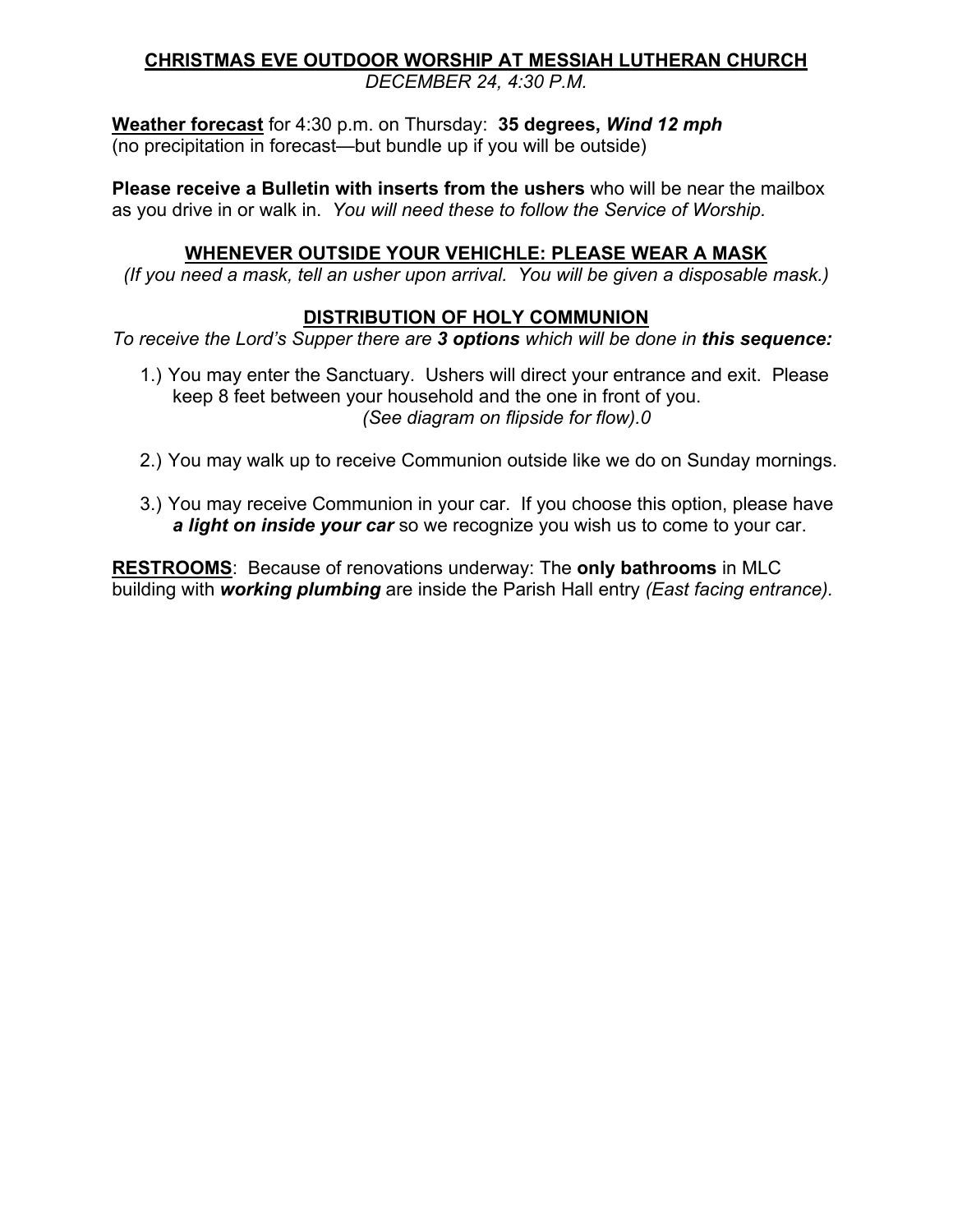# CHRISTMAS EVE OUTDOOR WORSHIP AT MESSIAH LUTHERAN CHURCH

*DECEMBER 24, 4:30 P.M.*

**Weather forecast** for 4:30 p.m. on Thursday: **35 degrees, *Wind 12 mph***
(no precipitation in forecast—but bundle up if you will be outside)

**Please receive a Bulletin with inserts from the ushers** who will be near the mailbox as you drive in or walk in. *You will need these to follow the Service of Worship.*

## WHENEVER OUTSIDE YOUR VEHICHLE: PLEASE WEAR A MASK

*(If you need a mask, tell an usher upon arrival. You will be given a disposable mask.)*

## DISTRIBUTION OF HOLY COMMUNION

*To receive the Lord's Supper there are **3 options** which will be done in **this sequence:***

1.) You may enter the Sanctuary. Ushers will direct your entrance and exit. Please keep 8 feet between your household and the one in front of you.
*(See diagram on flipside for flow).0*

2.) You may walk up to receive Communion outside like we do on Sunday mornings.

3.) You may receive Communion in your car. If you choose this option, please have ***a light on inside your car*** so we recognize you wish us to come to your car.

**RESTROOMS**: Because of renovations underway: The **only bathrooms** in MLC building with ***working plumbing*** are inside the Parish Hall entry *(East facing entrance).*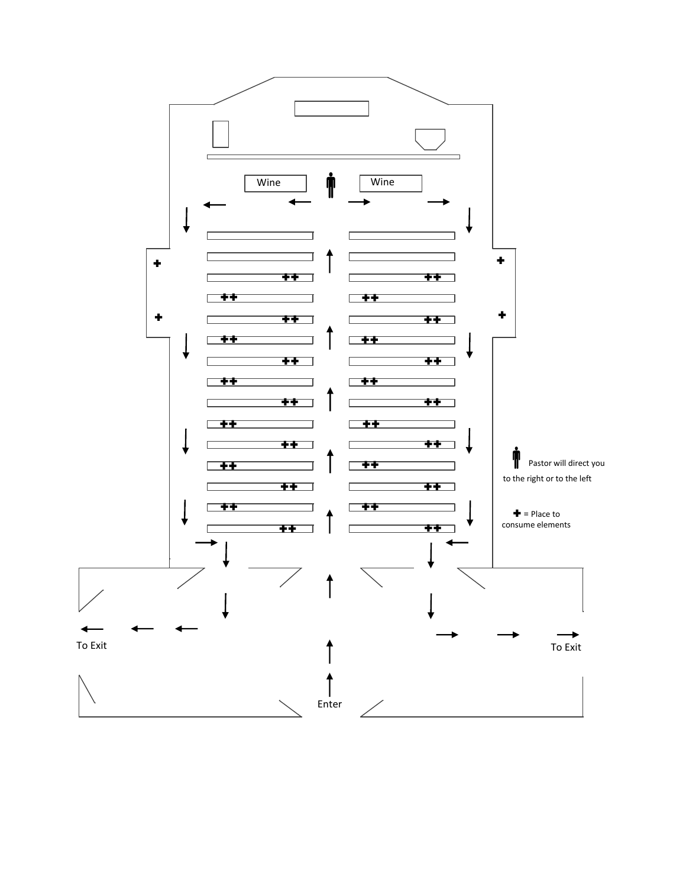Wine

Wine

Pastor will direct you to the right or to the left

✚ = Place to consume elements

To Exit

To Exit

Enter